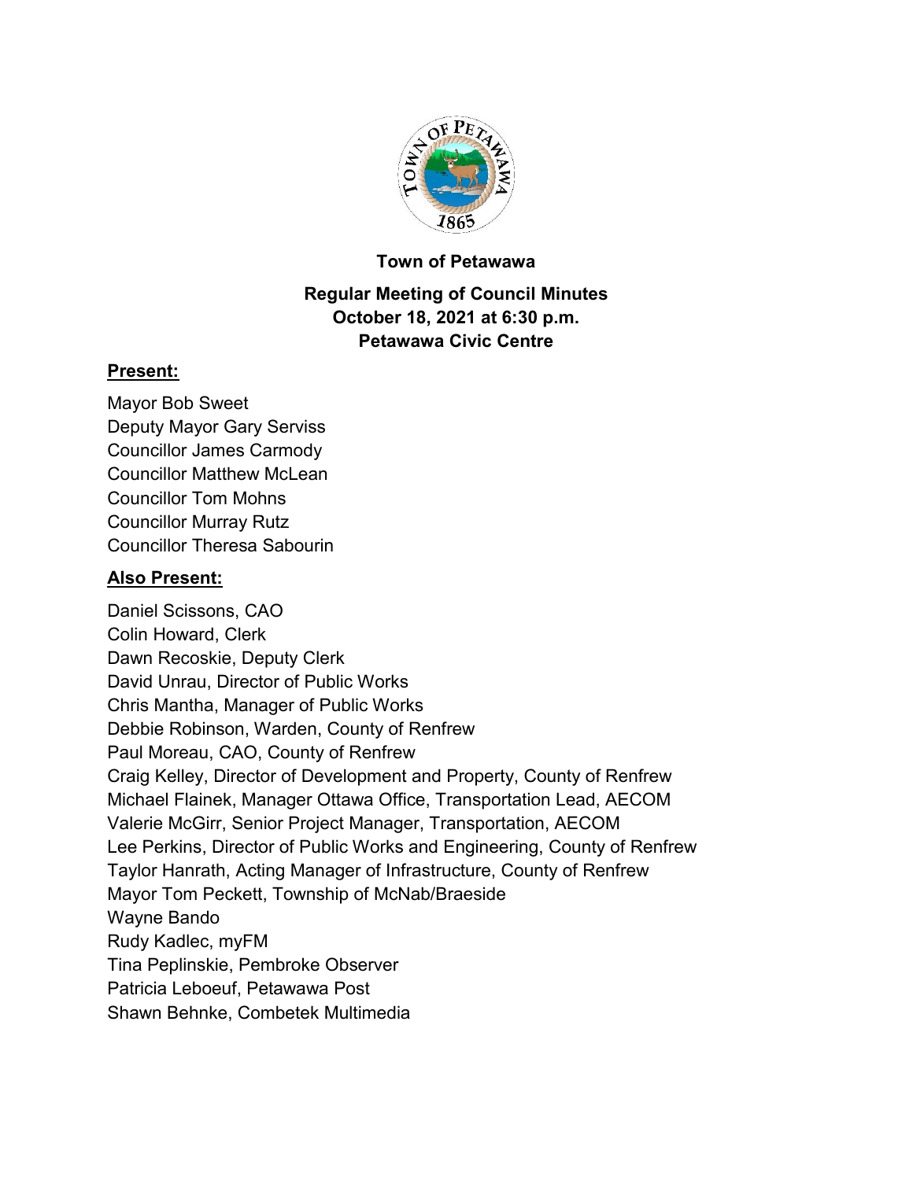**Town of Petawawa**

**Regular Meeting of Council Minutes**
**October 18, 2021 at 6:30 p.m.**
**Petawawa Civic Centre**

## Present:

Mayor Bob Sweet
Deputy Mayor Gary Serviss
Councillor James Carmody
Councillor Matthew McLean
Councillor Tom Mohns
Councillor Murray Rutz
Councillor Theresa Sabourin

## Also Present:

Daniel Scissons, CAO
Colin Howard, Clerk
Dawn Recoskie, Deputy Clerk
David Unrau, Director of Public Works
Chris Mantha, Manager of Public Works
Debbie Robinson, Warden, County of Renfrew
Paul Moreau, CAO, County of Renfrew
Craig Kelley, Director of Development and Property, County of Renfrew
Michael Flainek, Manager Ottawa Office, Transportation Lead, AECOM
Valerie McGirr, Senior Project Manager, Transportation, AECOM
Lee Perkins, Director of Public Works and Engineering, County of Renfrew
Taylor Hanrath, Acting Manager of Infrastructure, County of Renfrew
Mayor Tom Peckett, Township of McNab/Braeside
Wayne Bando
Rudy Kadlec, myFM
Tina Peplinskie, Pembroke Observer
Patricia Leboeuf, Petawawa Post
Shawn Behnke, Combetek Multimedia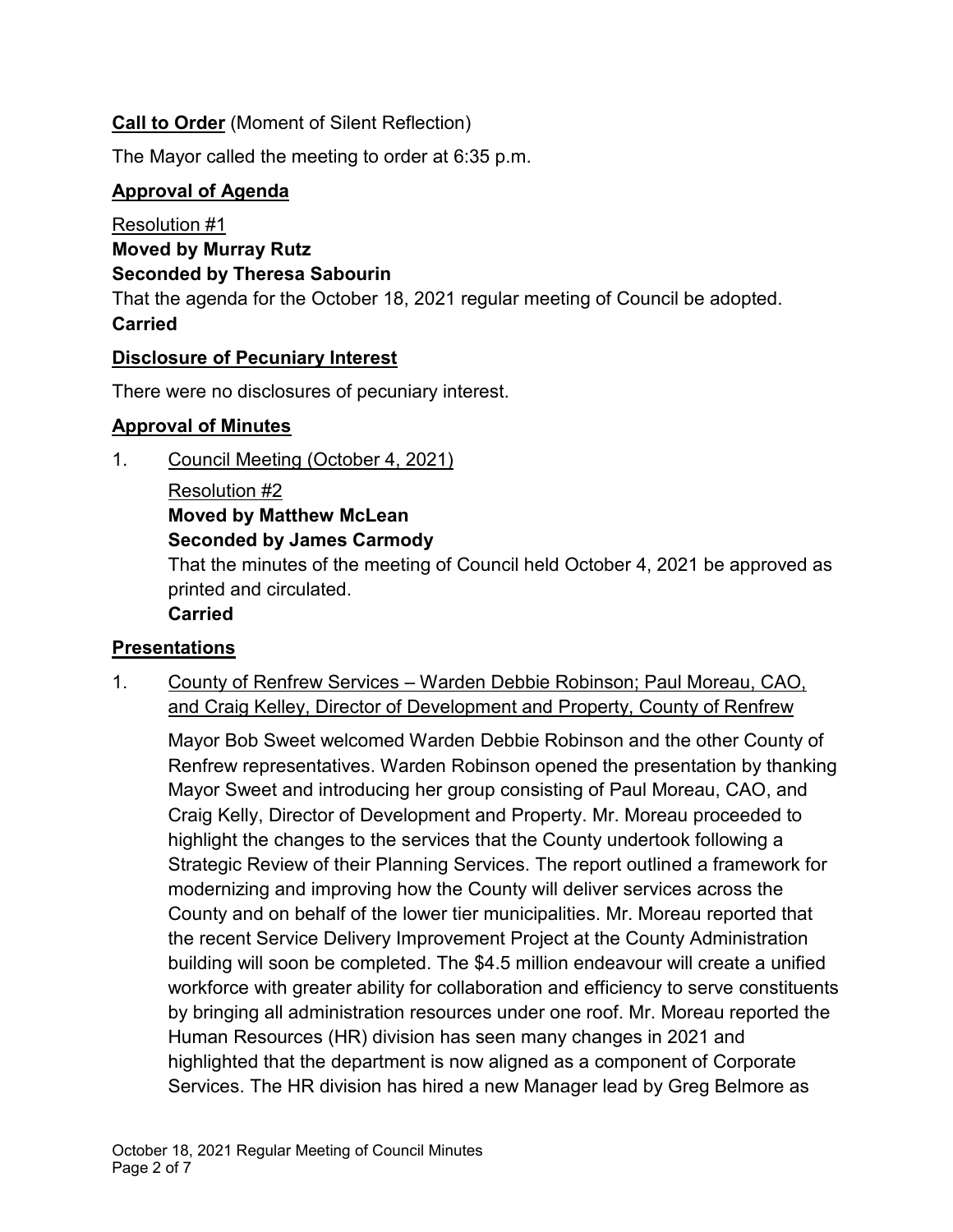**Call to Order** (Moment of Silent Reflection)

The Mayor called the meeting to order at 6:35 p.m.

**Approval of Agenda**

Resolution #1
**Moved by Murray Rutz**
**Seconded by Theresa Sabourin**
That the agenda for the October 18, 2021 regular meeting of Council be adopted.
**Carried**

**Disclosure of Pecuniary Interest**

There were no disclosures of pecuniary interest.

**Approval of Minutes**

1. Council Meeting (October 4, 2021)

   Resolution #2
   **Moved by Matthew McLean**
   **Seconded by James Carmody**
   That the minutes of the meeting of Council held October 4, 2021 be approved as printed and circulated.
   **Carried**

**Presentations**

1. County of Renfrew Services – Warden Debbie Robinson; Paul Moreau, CAO, and Craig Kelley, Director of Development and Property, County of Renfrew

   Mayor Bob Sweet welcomed Warden Debbie Robinson and the other County of Renfrew representatives. Warden Robinson opened the presentation by thanking Mayor Sweet and introducing her group consisting of Paul Moreau, CAO, and Craig Kelly, Director of Development and Property. Mr. Moreau proceeded to highlight the changes to the services that the County undertook following a Strategic Review of their Planning Services. The report outlined a framework for modernizing and improving how the County will deliver services across the County and on behalf of the lower tier municipalities. Mr. Moreau reported that the recent Service Delivery Improvement Project at the County Administration building will soon be completed. The $4.5 million endeavour will create a unified workforce with greater ability for collaboration and efficiency to serve constituents by bringing all administration resources under one roof. Mr. Moreau reported the Human Resources (HR) division has seen many changes in 2021 and highlighted that the department is now aligned as a component of Corporate Services. The HR division has hired a new Manager lead by Greg Belmore as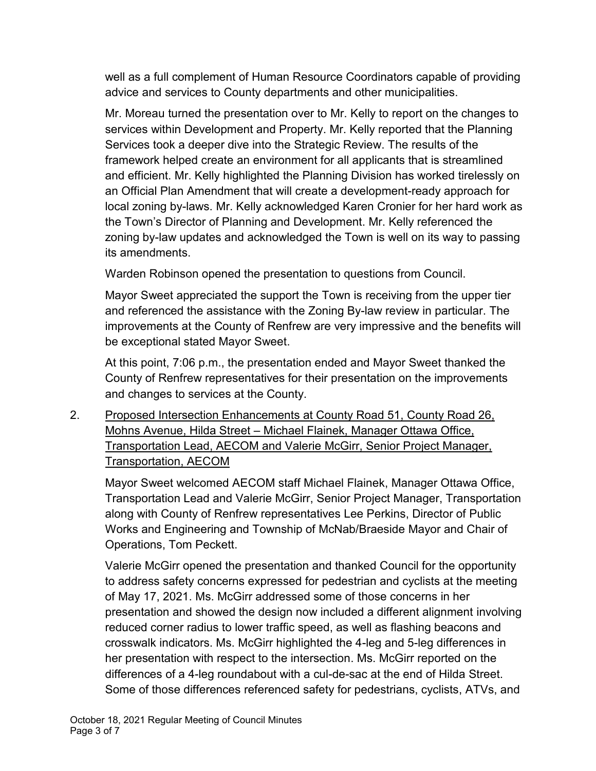well as a full complement of Human Resource Coordinators capable of providing advice and services to County departments and other municipalities.

Mr. Moreau turned the presentation over to Mr. Kelly to report on the changes to services within Development and Property. Mr. Kelly reported that the Planning Services took a deeper dive into the Strategic Review. The results of the framework helped create an environment for all applicants that is streamlined and efficient. Mr. Kelly highlighted the Planning Division has worked tirelessly on an Official Plan Amendment that will create a development-ready approach for local zoning by-laws. Mr. Kelly acknowledged Karen Cronier for her hard work as the Town's Director of Planning and Development. Mr. Kelly referenced the zoning by-law updates and acknowledged the Town is well on its way to passing its amendments.

Warden Robinson opened the presentation to questions from Council.

Mayor Sweet appreciated the support the Town is receiving from the upper tier and referenced the assistance with the Zoning By-law review in particular. The improvements at the County of Renfrew are very impressive and the benefits will be exceptional stated Mayor Sweet.

At this point, 7:06 p.m., the presentation ended and Mayor Sweet thanked the County of Renfrew representatives for their presentation on the improvements and changes to services at the County.

2. Proposed Intersection Enhancements at County Road 51, County Road 26, Mohns Avenue, Hilda Street – Michael Flainek, Manager Ottawa Office, Transportation Lead, AECOM and Valerie McGirr, Senior Project Manager, Transportation, AECOM

   Mayor Sweet welcomed AECOM staff Michael Flainek, Manager Ottawa Office, Transportation Lead and Valerie McGirr, Senior Project Manager, Transportation along with County of Renfrew representatives Lee Perkins, Director of Public Works and Engineering and Township of McNab/Braeside Mayor and Chair of Operations, Tom Peckett.

   Valerie McGirr opened the presentation and thanked Council for the opportunity to address safety concerns expressed for pedestrian and cyclists at the meeting of May 17, 2021. Ms. McGirr addressed some of those concerns in her presentation and showed the design now included a different alignment involving reduced corner radius to lower traffic speed, as well as flashing beacons and crosswalk indicators. Ms. McGirr highlighted the 4-leg and 5-leg differences in her presentation with respect to the intersection. Ms. McGirr reported on the differences of a 4-leg roundabout with a cul-de-sac at the end of Hilda Street. Some of those differences referenced safety for pedestrians, cyclists, ATVs, and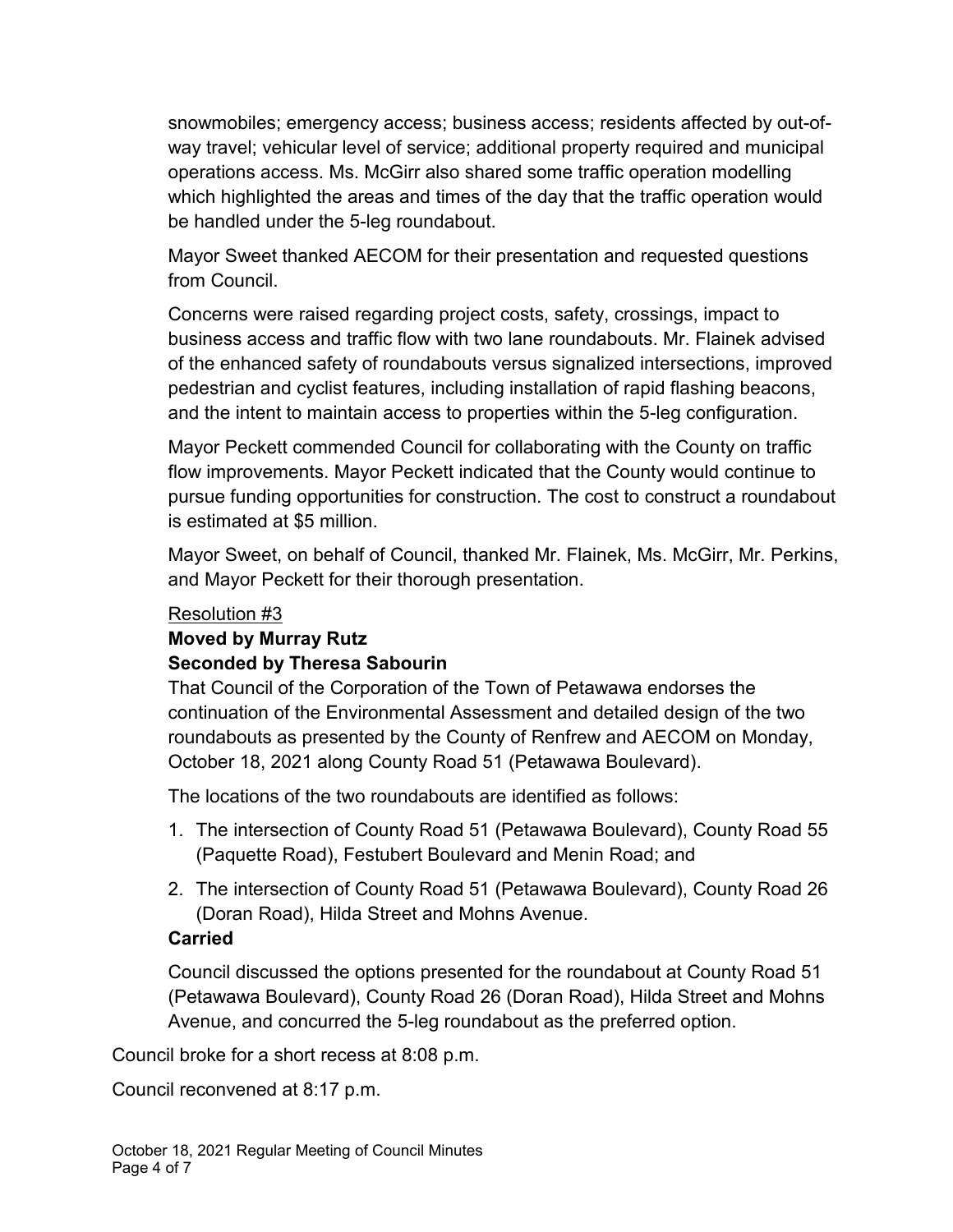snowmobiles; emergency access; business access; residents affected by out-of-way travel; vehicular level of service; additional property required and municipal operations access. Ms. McGirr also shared some traffic operation modelling which highlighted the areas and times of the day that the traffic operation would be handled under the 5-leg roundabout.

Mayor Sweet thanked AECOM for their presentation and requested questions from Council.

Concerns were raised regarding project costs, safety, crossings, impact to business access and traffic flow with two lane roundabouts. Mr. Flainek advised of the enhanced safety of roundabouts versus signalized intersections, improved pedestrian and cyclist features, including installation of rapid flashing beacons, and the intent to maintain access to properties within the 5-leg configuration.

Mayor Peckett commended Council for collaborating with the County on traffic flow improvements. Mayor Peckett indicated that the County would continue to pursue funding opportunities for construction. The cost to construct a roundabout is estimated at $5 million.

Mayor Sweet, on behalf of Council, thanked Mr. Flainek, Ms. McGirr, Mr. Perkins, and Mayor Peckett for their thorough presentation.

Resolution #3

**Moved by Murray Rutz**

**Seconded by Theresa Sabourin**

That Council of the Corporation of the Town of Petawawa endorses the continuation of the Environmental Assessment and detailed design of the two roundabouts as presented by the County of Renfrew and AECOM on Monday, October 18, 2021 along County Road 51 (Petawawa Boulevard).

The locations of the two roundabouts are identified as follows:

1. The intersection of County Road 51 (Petawawa Boulevard), County Road 55 (Paquette Road), Festubert Boulevard and Menin Road; and
2. The intersection of County Road 51 (Petawawa Boulevard), County Road 26 (Doran Road), Hilda Street and Mohns Avenue.

**Carried**

Council discussed the options presented for the roundabout at County Road 51 (Petawawa Boulevard), County Road 26 (Doran Road), Hilda Street and Mohns Avenue, and concurred the 5-leg roundabout as the preferred option.

Council broke for a short recess at 8:08 p.m.

Council reconvened at 8:17 p.m.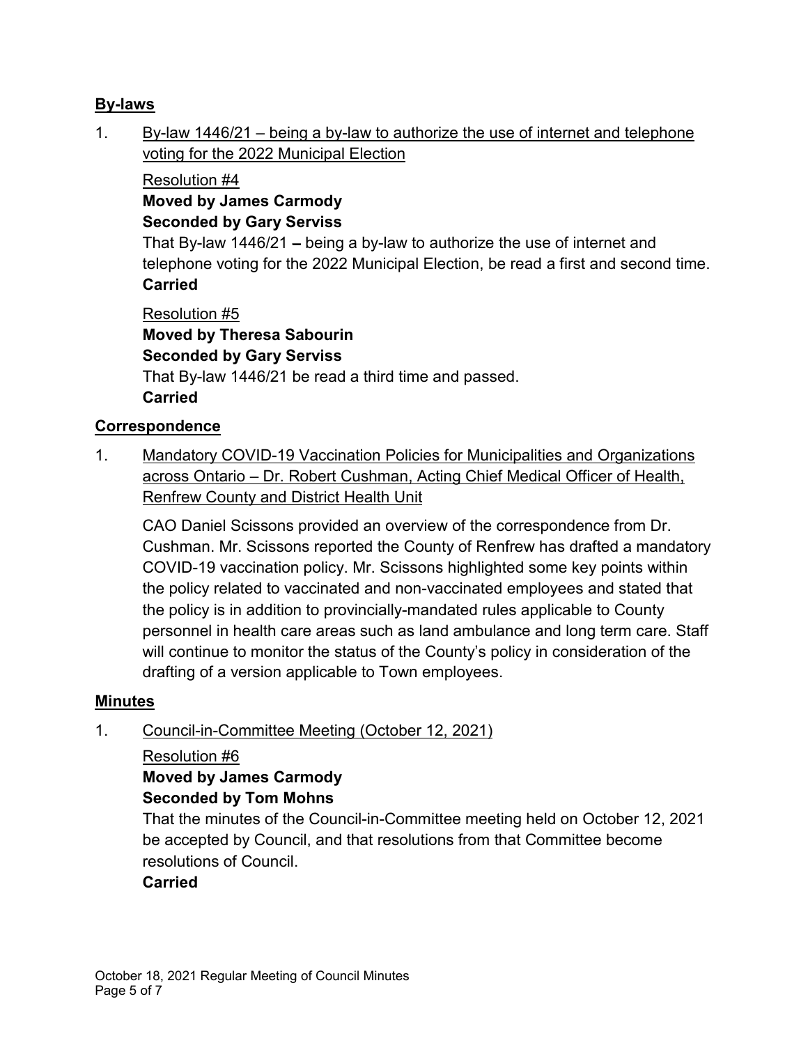## By-laws

1. By-law 1446/21 – being a by-law to authorize the use of internet and telephone voting for the 2022 Municipal Election

   Resolution #4

   **Moved by James Carmody**
   **Seconded by Gary Serviss**

   That By-law 1446/21 – being a by-law to authorize the use of internet and telephone voting for the 2022 Municipal Election, be read a first and second time.
   **Carried**

   Resolution #5

   **Moved by Theresa Sabourin**
   **Seconded by Gary Serviss**

   That By-law 1446/21 be read a third time and passed.
   **Carried**

## Correspondence

1. Mandatory COVID-19 Vaccination Policies for Municipalities and Organizations across Ontario – Dr. Robert Cushman, Acting Chief Medical Officer of Health, Renfrew County and District Health Unit

   CAO Daniel Scissons provided an overview of the correspondence from Dr. Cushman. Mr. Scissons reported the County of Renfrew has drafted a mandatory COVID-19 vaccination policy. Mr. Scissons highlighted some key points within the policy related to vaccinated and non-vaccinated employees and stated that the policy is in addition to provincially-mandated rules applicable to County personnel in health care areas such as land ambulance and long term care. Staff will continue to monitor the status of the County's policy in consideration of the drafting of a version applicable to Town employees.

## Minutes

1. Council-in-Committee Meeting (October 12, 2021)

   Resolution #6

   **Moved by James Carmody**
   **Seconded by Tom Mohns**

   That the minutes of the Council-in-Committee meeting held on October 12, 2021 be accepted by Council, and that resolutions from that Committee become resolutions of Council.
   **Carried**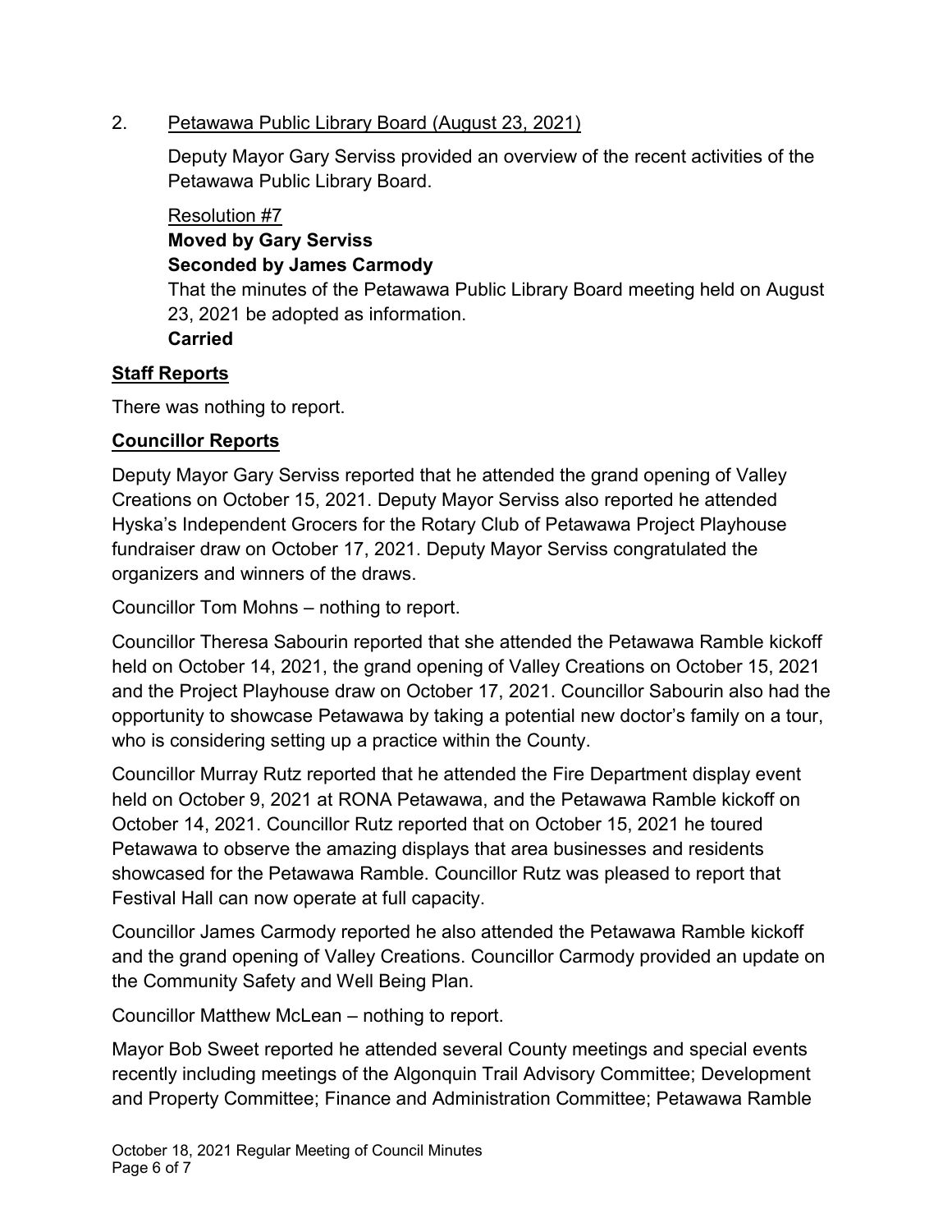2. Petawawa Public Library Board (August 23, 2021)

   Deputy Mayor Gary Serviss provided an overview of the recent activities of the Petawawa Public Library Board.

   Resolution #7
   **Moved by Gary Serviss**
   **Seconded by James Carmody**
   That the minutes of the Petawawa Public Library Board meeting held on August 23, 2021 be adopted as information.
   **Carried**

## Staff Reports

There was nothing to report.

## Councillor Reports

Deputy Mayor Gary Serviss reported that he attended the grand opening of Valley Creations on October 15, 2021. Deputy Mayor Serviss also reported he attended Hyska's Independent Grocers for the Rotary Club of Petawawa Project Playhouse fundraiser draw on October 17, 2021. Deputy Mayor Serviss congratulated the organizers and winners of the draws.

Councillor Tom Mohns – nothing to report.

Councillor Theresa Sabourin reported that she attended the Petawawa Ramble kickoff held on October 14, 2021, the grand opening of Valley Creations on October 15, 2021 and the Project Playhouse draw on October 17, 2021. Councillor Sabourin also had the opportunity to showcase Petawawa by taking a potential new doctor's family on a tour, who is considering setting up a practice within the County.

Councillor Murray Rutz reported that he attended the Fire Department display event held on October 9, 2021 at RONA Petawawa, and the Petawawa Ramble kickoff on October 14, 2021. Councillor Rutz reported that on October 15, 2021 he toured Petawawa to observe the amazing displays that area businesses and residents showcased for the Petawawa Ramble. Councillor Rutz was pleased to report that Festival Hall can now operate at full capacity.

Councillor James Carmody reported he also attended the Petawawa Ramble kickoff and the grand opening of Valley Creations. Councillor Carmody provided an update on the Community Safety and Well Being Plan.

Councillor Matthew McLean – nothing to report.

Mayor Bob Sweet reported he attended several County meetings and special events recently including meetings of the Algonquin Trail Advisory Committee; Development and Property Committee; Finance and Administration Committee; Petawawa Ramble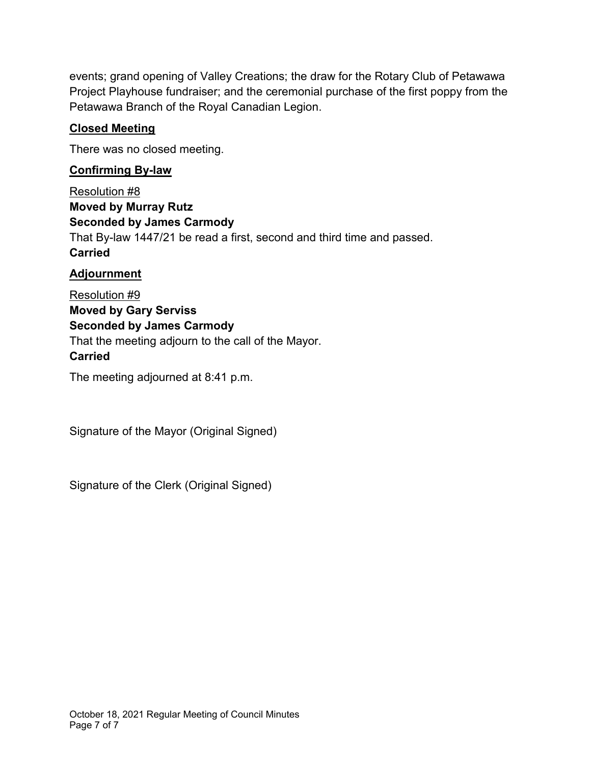events; grand opening of Valley Creations; the draw for the Rotary Club of Petawawa Project Playhouse fundraiser; and the ceremonial purchase of the first poppy from the Petawawa Branch of the Royal Canadian Legion.

## Closed Meeting

There was no closed meeting.

## Confirming By-law

Resolution #8
**Moved by Murray Rutz**
**Seconded by James Carmody**
That By-law 1447/21 be read a first, second and third time and passed.
**Carried**

## Adjournment

Resolution #9
**Moved by Gary Serviss**
**Seconded by James Carmody**
That the meeting adjourn to the call of the Mayor.
**Carried**

The meeting adjourned at 8:41 p.m.

Signature of the Mayor (Original Signed)

Signature of the Clerk (Original Signed)